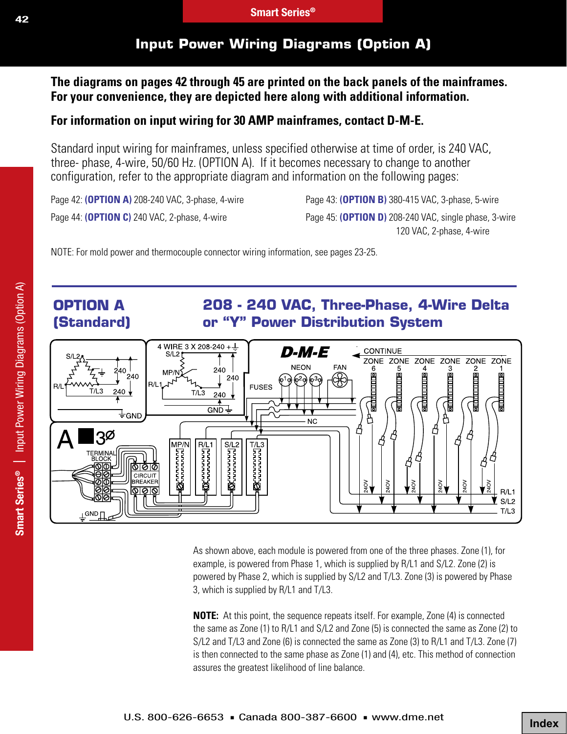# Input Power Wiring Diagrams (Option A)

**The diagrams on pages 42 through 45 are printed on the back panels of the mainframes. For your convenience, they are depicted here along with additional information.**

**For information on input wiring for 30 AMP mainframes, contact D-M-E.**

Standard input wiring for mainframes, unless specified otherwise at time of order, is 240 VAC, three- phase, 4-wire, 50/60 Hz. (OPTION A). If it becomes necessary to change to another configuration, refer to the appropriate diagram and information on the following pages:

Page 42: **(OPTION A)** 208-240 VAC, 3-phase, 4-wire

Page 43: **(OPTION B)** 380-415 VAC, 3-phase, 5-wire

Page 44: **(OPTION C)** 240 VAC, 2-phase, 4-wire

Page 45: **(OPTION D)** 208-240 VAC, single phase, 3-wire
120 VAC, 2-phase, 4-wire

NOTE: For mold power and thermocouple connector wiring information, see pages 23-25.

## OPTION A (Standard)

## 208 - 240 VAC, Three-Phase, 4-Wire Delta or "Y" Power Distribution System

As shown above, each module is powered from one of the three phases. Zone (1), for example, is powered from Phase 1, which is supplied by R/L1 and S/L2. Zone (2) is powered by Phase 2, which is supplied by S/L2 and T/L3. Zone (3) is powered by Phase 3, which is supplied by R/L1 and T/L3.

**NOTE:** At this point, the sequence repeats itself. For example, Zone (4) is connected the same as Zone (1) to R/L1 and S/L2 and Zone (5) is connected the same as Zone (2) to S/L2 and T/L3 and Zone (6) is connected the same as Zone (3) to R/L1 and T/L3. Zone (7) is then connected to the same phase as Zone (1) and (4), etc. This method of connection assures the greatest likelihood of line balance.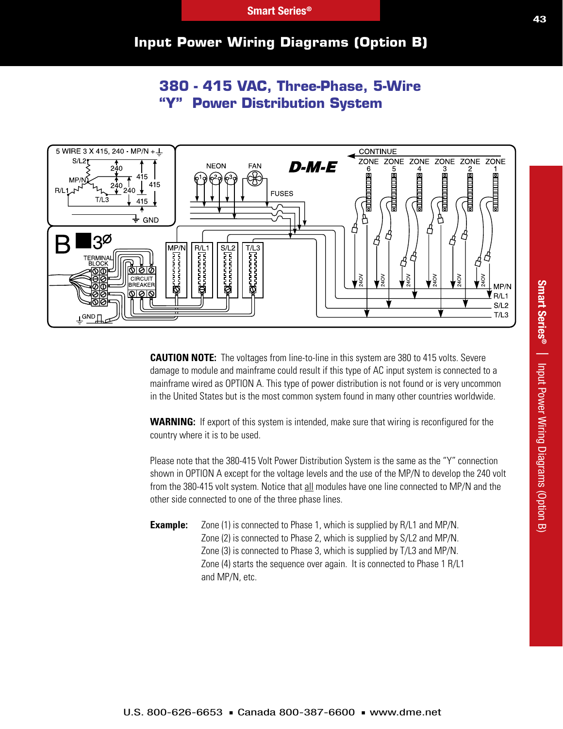## Input Power Wiring Diagrams (Option B)

### 380 - 415 VAC, Three-Phase, 5-Wire “Y” Power Distribution System

**CAUTION NOTE:** The voltages from line-to-line in this system are 380 to 415 volts. Severe damage to module and mainframe could result if this type of AC input system is connected to a mainframe wired as OPTION A. This type of power distribution is not found or is very uncommon in the United States but is the most common system found in many other countries worldwide.

**WARNING:** If export of this system is intended, make sure that wiring is reconfigured for the country where it is to be used.

Please note that the 380-415 Volt Power Distribution System is the same as the “Y” connection shown in OPTION A except for the voltage levels and the use of the MP/N to develop the 240 volt from the 380-415 volt system. Notice that all modules have one line connected to MP/N and the other side connected to one of the three phase lines.

**Example:** Zone (1) is connected to Phase 1, which is supplied by R/L1 and MP/N.
Zone (2) is connected to Phase 2, which is supplied by S/L2 and MP/N.
Zone (3) is connected to Phase 3, which is supplied by T/L3 and MP/N.
Zone (4) starts the sequence over again. It is connected to Phase 1 R/L1 and MP/N, etc.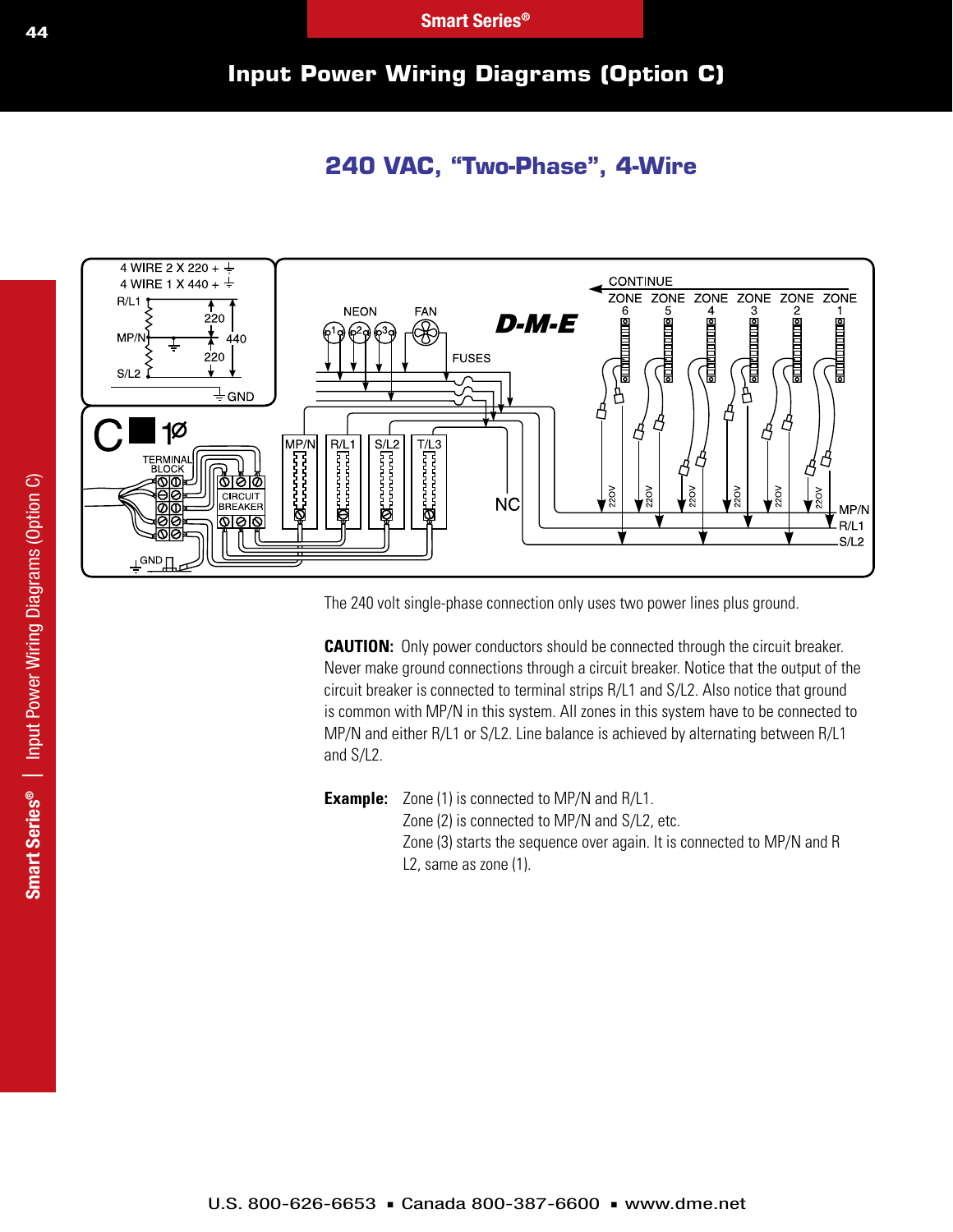# Input Power Wiring Diagrams (Option C)

## 240 VAC, "Two-Phase", 4-Wire

The 240 volt single-phase connection only uses two power lines plus ground.

**CAUTION:** Only power conductors should be connected through the circuit breaker. Never make ground connections through a circuit breaker. Notice that the output of the circuit breaker is connected to terminal strips R/L1 and S/L2. Also notice that ground is common with MP/N in this system. All zones in this system have to be connected to MP/N and either R/L1 or S/L2. Line balance is achieved by alternating between R/L1 and S/L2.

**Example:** Zone (1) is connected to MP/N and R/L1.
Zone (2) is connected to MP/N and S/L2, etc.
Zone (3) starts the sequence over again. It is connected to MP/N and R L2, same as zone (1).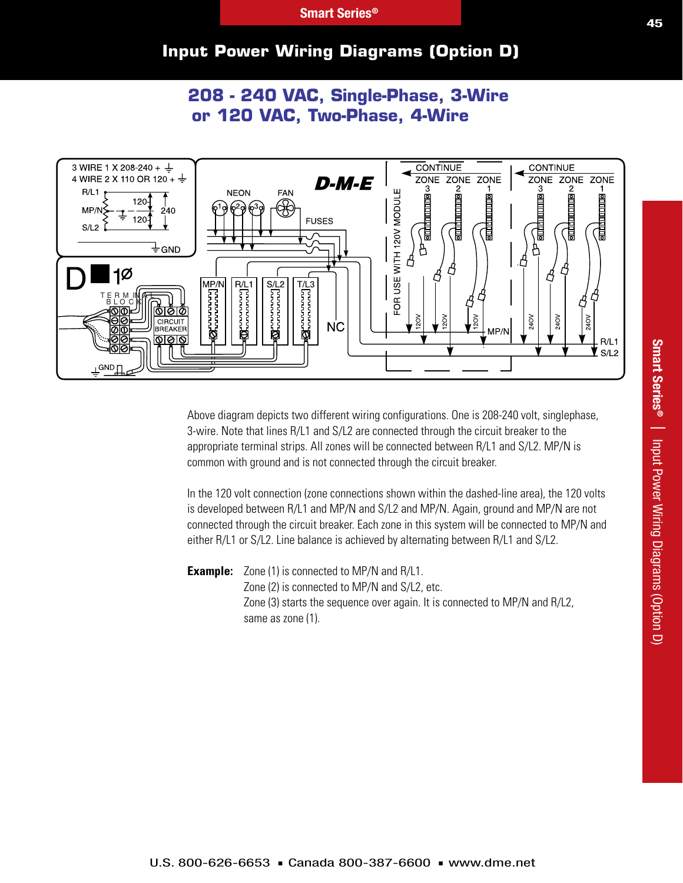# Input Power Wiring Diagrams (Option D)

## 208 - 240 VAC, Single-Phase, 3-Wire or 120 VAC, Two-Phase, 4-Wire

3 WIRE 1 X 208-240 + ⏚
4 WIRE 2 X 110 OR 120 + ⏚
R/L1
MP/N
S/L2
120
120
240
GND

D-M-E
NEON
FAN
FUSES
D 1Ø
TERMINAL BLOCK
CIRCUIT BREAKER
MP/N
R/L1
S/L2
T/L3
NC
GND
FOR USE WITH 120V MODULE
CONTINUE
ZONE 3
ZONE 2
ZONE 1
120V
120V
120V
MP/N
CONTINUE
ZONE 3
ZONE 2
ZONE 1
240V
240V
240V
R/L1
S/L2

Above diagram depicts two different wiring configurations. One is 208-240 volt, singlephase, 3-wire. Note that lines R/L1 and S/L2 are connected through the circuit breaker to the appropriate terminal strips. All zones will be connected between R/L1 and S/L2. MP/N is common with ground and is not connected through the circuit breaker.

In the 120 volt connection (zone connections shown within the dashed-line area), the 120 volts is developed between R/L1 and MP/N and S/L2 and MP/N. Again, ground and MP/N are not connected through the circuit breaker. Each zone in this system will be connected to MP/N and either R/L1 or S/L2. Line balance is achieved by alternating between R/L1 and S/L2.

**Example:** Zone (1) is connected to MP/N and R/L1.
Zone (2) is connected to MP/N and S/L2, etc.
Zone (3) starts the sequence over again. It is connected to MP/N and R/L2, same as zone (1).